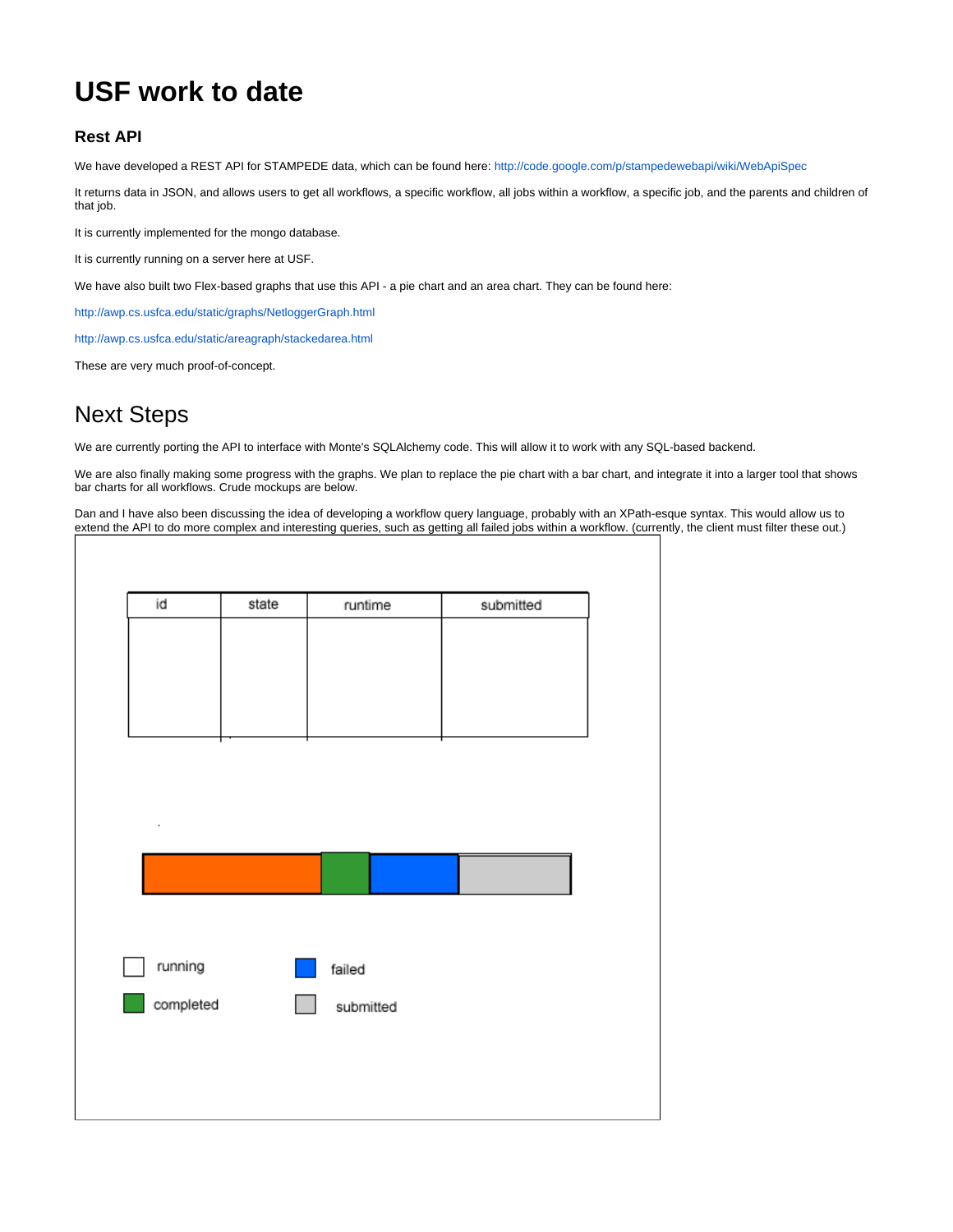# USF work to date

### Rest API

We have developed a REST API for STAMPEDE data, which can be found here: http://code.google.com/p/stampedewebapi/wiki/WebApiSpec

It returns data in JSON, and allows users to get all workflows, a specific workflow, all jobs within a workflow, a specific job, and the parents and children of that job.

It is currently implemented for the mongo database.

It is currently running on a server here at USF.

We have also built two Flex-based graphs that use this API - a pie chart and an area chart. They can be found here:

http://awp.cs.usfca.edu/static/graphs/NetloggerGraph.html

http://awp.cs.usfca.edu/static/areagraph/stackedarea.html

These are very much proof-of-concept.

## Next Steps

We are currently porting the API to interface with Monte's SQLAlchemy code. This will allow it to work with any SQL-based backend.

We are also finally making some progress with the graphs. We plan to replace the pie chart with a bar chart, and integrate it into a larger tool that shows bar charts for all workflows. Crude mockups are below.

Dan and I have also been discussing the idea of developing a workflow query language, probably with an XPath-esque syntax. This would allow us to extend the API to do more complex and interesting queries, such as getting all failed jobs within a workflow. (currently, the client must filter these out.)

| id | state | runtime | submitted |
| --- | --- | --- | --- |
| | | | |

running

completed

failed

submitted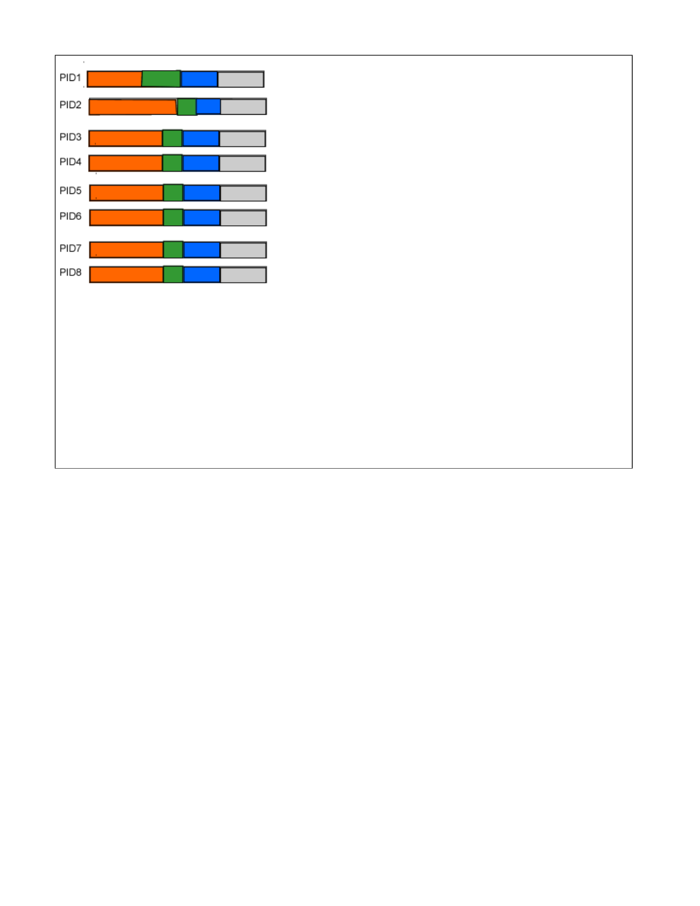PID1

PID2

PID3

PID4

PID5

PID6

PID7

PID8